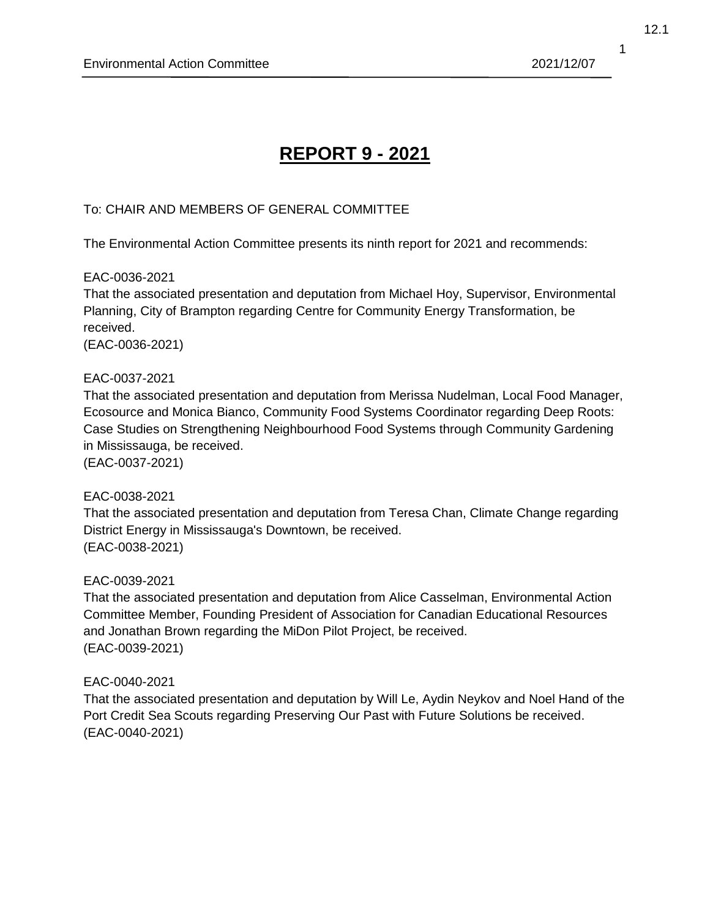# REPORT 9 - 2021

To: CHAIR AND MEMBERS OF GENERAL COMMITTEE

The Environmental Action Committee presents its ninth report for 2021 and recommends:

EAC-0036-2021
That the associated presentation and deputation from Michael Hoy, Supervisor, Environmental Planning, City of Brampton regarding Centre for Community Energy Transformation, be received.
(EAC-0036-2021)

EAC-0037-2021
That the associated presentation and deputation from Merissa Nudelman, Local Food Manager, Ecosource and Monica Bianco, Community Food Systems Coordinator regarding Deep Roots: Case Studies on Strengthening Neighbourhood Food Systems through Community Gardening in Mississauga, be received.
(EAC-0037-2021)

EAC-0038-2021
That the associated presentation and deputation from Teresa Chan, Climate Change regarding District Energy in Mississauga's Downtown, be received.
(EAC-0038-2021)

EAC-0039-2021
That the associated presentation and deputation from Alice Casselman, Environmental Action Committee Member, Founding President of Association for Canadian Educational Resources and Jonathan Brown regarding the MiDon Pilot Project, be received.
(EAC-0039-2021)

EAC-0040-2021
That the associated presentation and deputation by Will Le, Aydin Neykov and Noel Hand of the Port Credit Sea Scouts regarding Preserving Our Past with Future Solutions be received.
(EAC-0040-2021)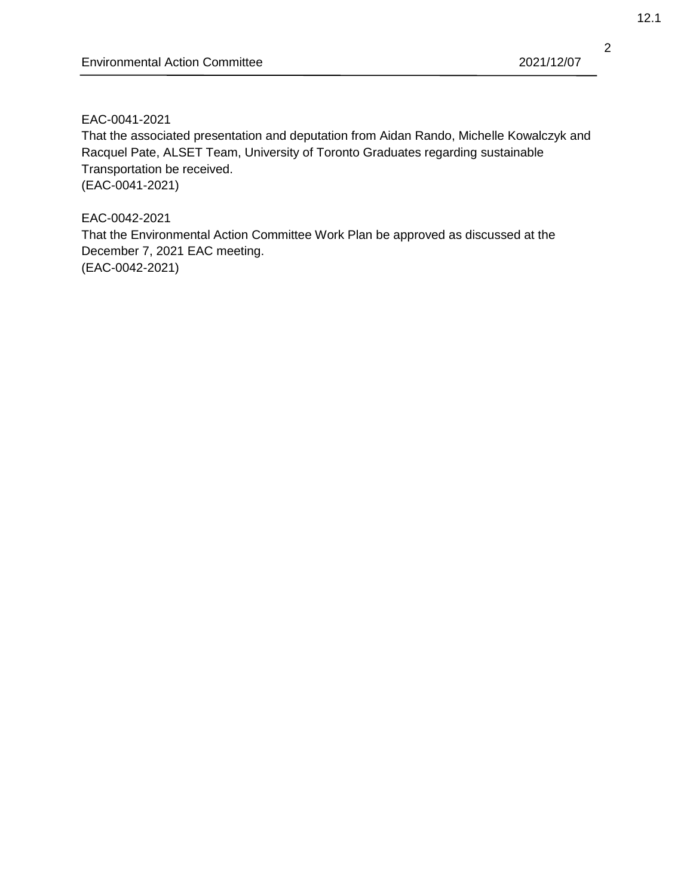EAC-0041-2021
That the associated presentation and deputation from Aidan Rando, Michelle Kowalczyk and Racquel Pate, ALSET Team, University of Toronto Graduates regarding sustainable Transportation be received.
(EAC-0041-2021)

EAC-0042-2021
That the Environmental Action Committee Work Plan be approved as discussed at the December 7, 2021 EAC meeting.
(EAC-0042-2021)